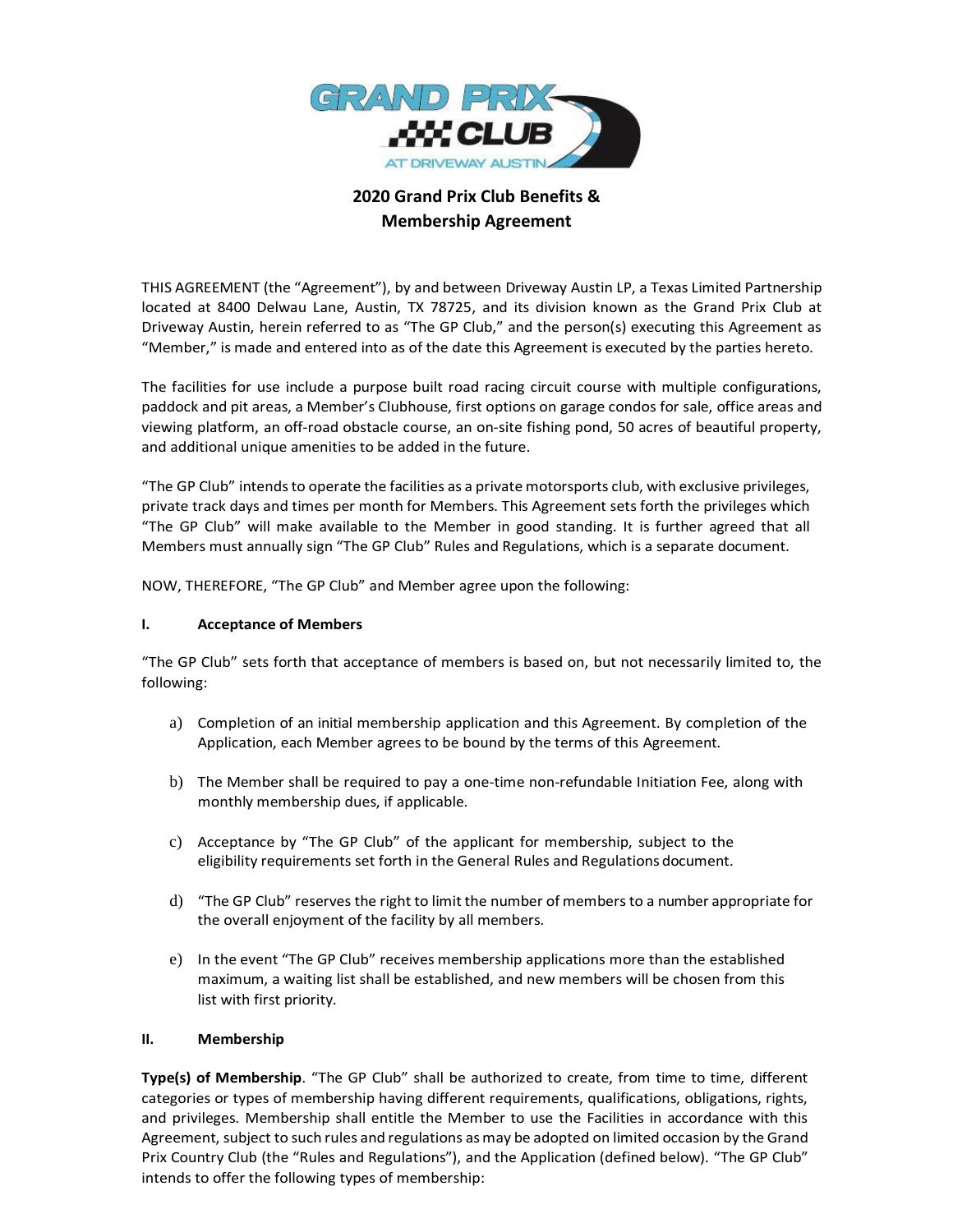# 2020 Grand Prix Club Benefits & Membership Agreement

THIS AGREEMENT (the "Agreement"), by and between Driveway Austin LP, a Texas Limited Partnership located at 8400 Delwau Lane, Austin, TX 78725, and its division known as the Grand Prix Club at Driveway Austin, herein referred to as "The GP Club," and the person(s) executing this Agreement as "Member," is made and entered into as of the date this Agreement is executed by the parties hereto.

The facilities for use include a purpose built road racing circuit course with multiple configurations, paddock and pit areas, a Member's Clubhouse, first options on garage condos for sale, office areas and viewing platform, an off-road obstacle course, an on-site fishing pond, 50 acres of beautiful property, and additional unique amenities to be added in the future.

"The GP Club" intends to operate the facilities as a private motorsports club, with exclusive privileges, private track days and times per month for Members. This Agreement sets forth the privileges which "The GP Club" will make available to the Member in good standing. It is further agreed that all Members must annually sign "The GP Club" Rules and Regulations, which is a separate document.

NOW, THEREFORE, "The GP Club" and Member agree upon the following:

## I. Acceptance of Members

"The GP Club" sets forth that acceptance of members is based on, but not necessarily limited to, the following:

a) Completion of an initial membership application and this Agreement. By completion of the Application, each Member agrees to be bound by the terms of this Agreement.

b) The Member shall be required to pay a one-time non-refundable Initiation Fee, along with monthly membership dues, if applicable.

c) Acceptance by "The GP Club" of the applicant for membership, subject to the eligibility requirements set forth in the General Rules and Regulations document.

d) "The GP Club" reserves the right to limit the number of members to a number appropriate for the overall enjoyment of the facility by all members.

e) In the event "The GP Club" receives membership applications more than the established maximum, a waiting list shall be established, and new members will be chosen from this list with first priority.

## II. Membership

**Type(s) of Membership**. "The GP Club" shall be authorized to create, from time to time, different categories or types of membership having different requirements, qualifications, obligations, rights, and privileges. Membership shall entitle the Member to use the Facilities in accordance with this Agreement, subject to such rules and regulations as may be adopted on limited occasion by the Grand Prix Country Club (the "Rules and Regulations"), and the Application (defined below). "The GP Club" intends to offer the following types of membership: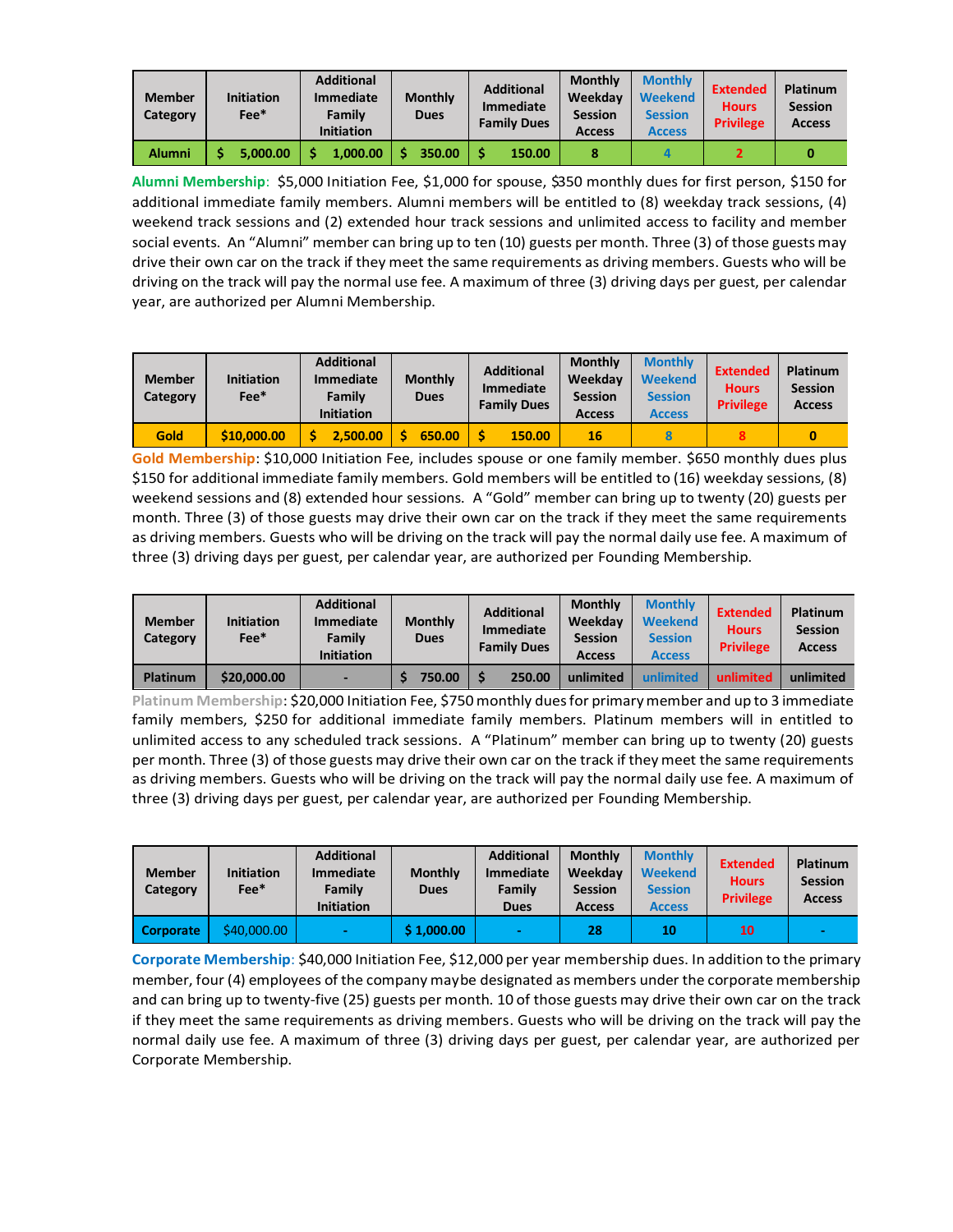| Member Category | Initiation Fee* | Additional Immediate Family Initiation | Monthly Dues | Additional Immediate Family Dues | Monthly Weekday Session Access | Monthly Weekend Session Access | Extended Hours Privilege | Platinum Session Access |
|---|---|---|---|---|---|---|---|---|
| Alumni | $ 5,000.00 | $ 1,000.00 | $ 350.00 | $ 150.00 | 8 | 4 | 2 | 0 |

**Alumni Membership**: $5,000 Initiation Fee, $1,000 for spouse, $350 monthly dues for first person, $150 for additional immediate family members. Alumni members will be entitled to (8) weekday track sessions, (4) weekend track sessions and (2) extended hour track sessions and unlimited access to facility and member social events. An "Alumni" member can bring up to ten (10) guests per month. Three (3) of those guests may drive their own car on the track if they meet the same requirements as driving members. Guests who will be driving on the track will pay the normal use fee. A maximum of three (3) driving days per guest, per calendar year, are authorized per Alumni Membership.

| Member Category | Initiation Fee* | Additional Immediate Family Initiation | Monthly Dues | Additional Immediate Family Dues | Monthly Weekday Session Access | Monthly Weekend Session Access | Extended Hours Privilege | Platinum Session Access |
|---|---|---|---|---|---|---|---|---|
| Gold | $10,000.00 | $ 2,500.00 | $ 650.00 | $ 150.00 | 16 | 8 | 8 | 0 |

**Gold Membership**: $10,000 Initiation Fee, includes spouse or one family member. $650 monthly dues plus $150 for additional immediate family members. Gold members will be entitled to (16) weekday sessions, (8) weekend sessions and (8) extended hour sessions. A "Gold" member can bring up to twenty (20) guests per month. Three (3) of those guests may drive their own car on the track if they meet the same requirements as driving members. Guests who will be driving on the track will pay the normal daily use fee. A maximum of three (3) driving days per guest, per calendar year, are authorized per Founding Membership.

| Member Category | Initiation Fee* | Additional Immediate Family Initiation | Monthly Dues | Additional Immediate Family Dues | Monthly Weekday Session Access | Monthly Weekend Session Access | Extended Hours Privilege | Platinum Session Access |
|---|---|---|---|---|---|---|---|---|
| Platinum | $20,000.00 | - | $ 750.00 | $ 250.00 | unlimited | unlimited | unlimited | unlimited |

**Platinum Membership**: $20,000 Initiation Fee, $750 monthly dues for primary member and up to 3 immediate family members, $250 for additional immediate family members. Platinum members will in entitled to unlimited access to any scheduled track sessions. A "Platinum" member can bring up to twenty (20) guests per month. Three (3) of those guests may drive their own car on the track if they meet the same requirements as driving members. Guests who will be driving on the track will pay the normal daily use fee. A maximum of three (3) driving days per guest, per calendar year, are authorized per Founding Membership.

| Member Category | Initiation Fee* | Additional Immediate Family Initiation | Monthly Dues | Additional Immediate Family Dues | Monthly Weekday Session Access | Monthly Weekend Session Access | Extended Hours Privilege | Platinum Session Access |
|---|---|---|---|---|---|---|---|---|
| Corporate | $40,000.00 | - | $ 1,000.00 | - | 28 | 10 | 10 | - |

**Corporate Membership**: $40,000 Initiation Fee, $12,000 per year membership dues. In addition to the primary member, four (4) employees of the company maybe designated as members under the corporate membership and can bring up to twenty-five (25) guests per month. 10 of those guests may drive their own car on the track if they meet the same requirements as driving members. Guests who will be driving on the track will pay the normal daily use fee. A maximum of three (3) driving days per guest, per calendar year, are authorized per Corporate Membership.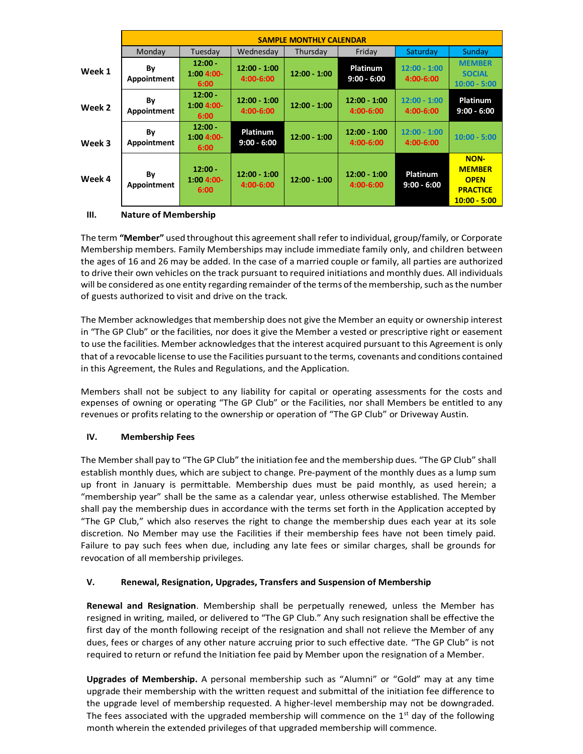| | SAMPLE MONTHLY CALENDAR | | | | | | |
|---|---|---|---|---|---|---|---|
| | Monday | Tuesday | Wednesday | Thursday | Friday | Saturday | Sunday |
| **Week 1** | **By Appointment** | **12:00 - 1:00 4:00-6:00** | **12:00 - 1:00 4:00-6:00** | **12:00 - 1:00** | **Platinum 9:00 - 6:00** | **12:00 - 1:00 4:00-6:00** | **MEMBER SOCIAL 10:00 - 5:00** |
| **Week 2** | **By Appointment** | **12:00 - 1:00 4:00-6:00** | **12:00 - 1:00 4:00-6:00** | **12:00 - 1:00** | **12:00 - 1:00 4:00-6:00** | **12:00 - 1:00 4:00-6:00** | **Platinum 9:00 - 6:00** |
| **Week 3** | **By Appointment** | **12:00 - 1:00 4:00-6:00** | **Platinum 9:00 - 6:00** | **12:00 - 1:00** | **12:00 - 1:00 4:00-6:00** | **12:00 - 1:00 4:00-6:00** | **10:00 - 5:00** |
| **Week 4** | **By Appointment** | **12:00 - 1:00 4:00-6:00** | **12:00 - 1:00 4:00-6:00** | **12:00 - 1:00** | **12:00 - 1:00 4:00-6:00** | **Platinum 9:00 - 6:00** | **NON-MEMBER OPEN PRACTICE 10:00 - 5:00** |

## III. Nature of Membership

The term **"Member"** used throughout this agreement shall refer to individual, group/family, or Corporate Membership members. Family Memberships may include immediate family only, and children between the ages of 16 and 26 may be added. In the case of a married couple or family, all parties are authorized to drive their own vehicles on the track pursuant to required initiations and monthly dues. All individuals will be considered as one entity regarding remainder of the terms of the membership, such as the number of guests authorized to visit and drive on the track.

The Member acknowledges that membership does not give the Member an equity or ownership interest in "The GP Club" or the facilities, nor does it give the Member a vested or prescriptive right or easement to use the facilities. Member acknowledges that the interest acquired pursuant to this Agreement is only that of a revocable license to use the Facilities pursuant to the terms, covenants and conditions contained in this Agreement, the Rules and Regulations, and the Application.

Members shall not be subject to any liability for capital or operating assessments for the costs and expenses of owning or operating "The GP Club" or the Facilities, nor shall Members be entitled to any revenues or profits relating to the ownership or operation of "The GP Club" or Driveway Austin.

## IV. Membership Fees

The Member shall pay to "The GP Club" the initiation fee and the membership dues. "The GP Club" shall establish monthly dues, which are subject to change. Pre-payment of the monthly dues as a lump sum up front in January is permittable. Membership dues must be paid monthly, as used herein; a "membership year" shall be the same as a calendar year, unless otherwise established. The Member shall pay the membership dues in accordance with the terms set forth in the Application accepted by "The GP Club," which also reserves the right to change the membership dues each year at its sole discretion. No Member may use the Facilities if their membership fees have not been timely paid. Failure to pay such fees when due, including any late fees or similar charges, shall be grounds for revocation of all membership privileges.

## V. Renewal, Resignation, Upgrades, Transfers and Suspension of Membership

**Renewal and Resignation**. Membership shall be perpetually renewed, unless the Member has resigned in writing, mailed, or delivered to "The GP Club." Any such resignation shall be effective the first day of the month following receipt of the resignation and shall not relieve the Member of any dues, fees or charges of any other nature accruing prior to such effective date. "The GP Club" is not required to return or refund the Initiation fee paid by Member upon the resignation of a Member.

**Upgrades of Membership.** A personal membership such as "Alumni" or "Gold" may at any time upgrade their membership with the written request and submittal of the initiation fee difference to the upgrade level of membership requested. A higher-level membership may not be downgraded. The fees associated with the upgraded membership will commence on the 1st day of the following month wherein the extended privileges of that upgraded membership will commence.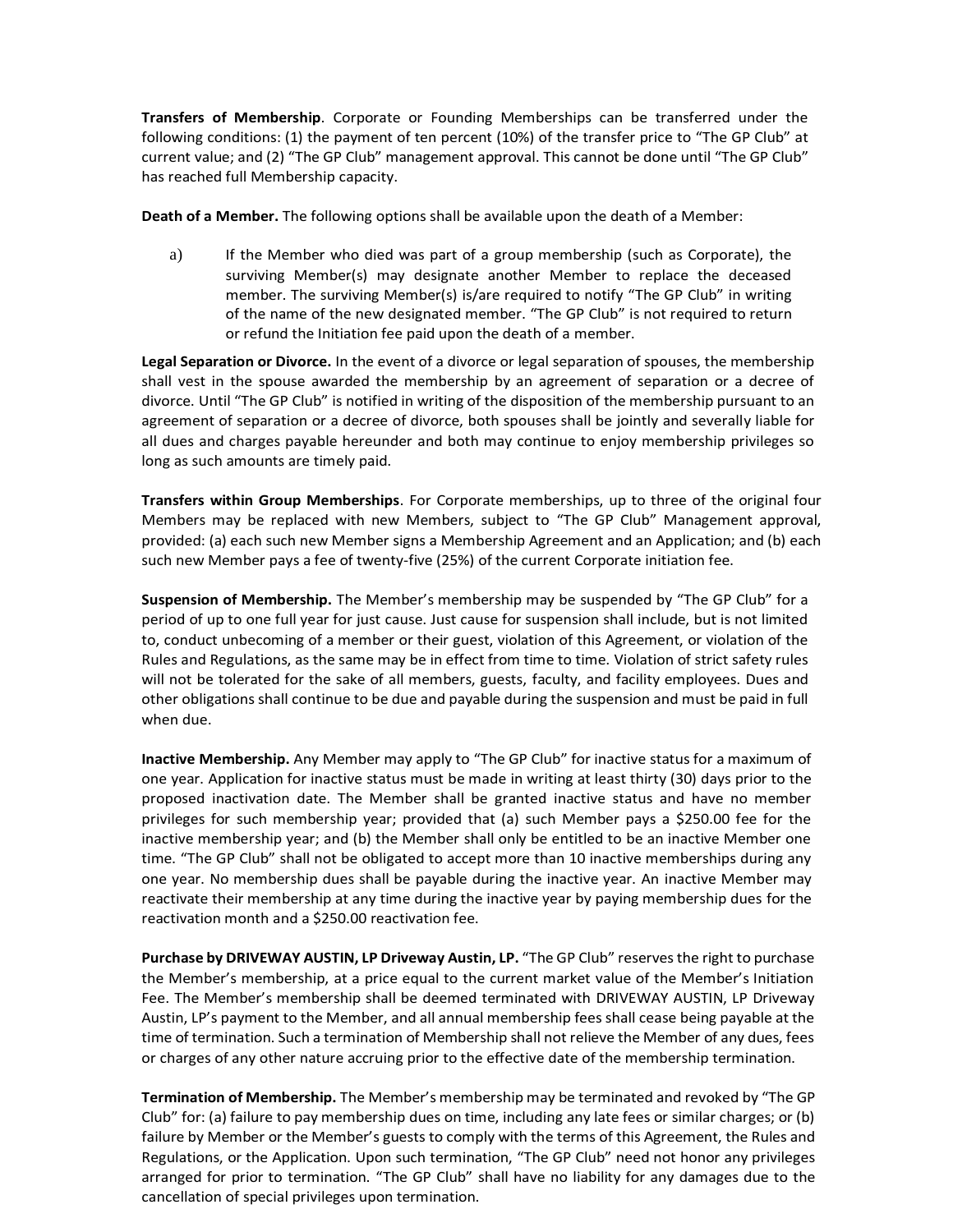**Transfers of Membership**. Corporate or Founding Memberships can be transferred under the following conditions: (1) the payment of ten percent (10%) of the transfer price to "The GP Club" at current value; and (2) "The GP Club" management approval. This cannot be done until "The GP Club" has reached full Membership capacity.

**Death of a Member.** The following options shall be available upon the death of a Member:

a) If the Member who died was part of a group membership (such as Corporate), the surviving Member(s) may designate another Member to replace the deceased member. The surviving Member(s) is/are required to notify "The GP Club" in writing of the name of the new designated member. "The GP Club" is not required to return or refund the Initiation fee paid upon the death of a member.

**Legal Separation or Divorce.** In the event of a divorce or legal separation of spouses, the membership shall vest in the spouse awarded the membership by an agreement of separation or a decree of divorce. Until "The GP Club" is notified in writing of the disposition of the membership pursuant to an agreement of separation or a decree of divorce, both spouses shall be jointly and severally liable for all dues and charges payable hereunder and both may continue to enjoy membership privileges so long as such amounts are timely paid.

**Transfers within Group Memberships**. For Corporate memberships, up to three of the original four Members may be replaced with new Members, subject to "The GP Club" Management approval, provided: (a) each such new Member signs a Membership Agreement and an Application; and (b) each such new Member pays a fee of twenty-five (25%) of the current Corporate initiation fee.

**Suspension of Membership.** The Member's membership may be suspended by "The GP Club" for a period of up to one full year for just cause. Just cause for suspension shall include, but is not limited to, conduct unbecoming of a member or their guest, violation of this Agreement, or violation of the Rules and Regulations, as the same may be in effect from time to time. Violation of strict safety rules will not be tolerated for the sake of all members, guests, faculty, and facility employees. Dues and other obligations shall continue to be due and payable during the suspension and must be paid in full when due.

**Inactive Membership.** Any Member may apply to "The GP Club" for inactive status for a maximum of one year. Application for inactive status must be made in writing at least thirty (30) days prior to the proposed inactivation date. The Member shall be granted inactive status and have no member privileges for such membership year; provided that (a) such Member pays a $250.00 fee for the inactive membership year; and (b) the Member shall only be entitled to be an inactive Member one time. "The GP Club" shall not be obligated to accept more than 10 inactive memberships during any one year. No membership dues shall be payable during the inactive year. An inactive Member may reactivate their membership at any time during the inactive year by paying membership dues for the reactivation month and a $250.00 reactivation fee.

**Purchase by DRIVEWAY AUSTIN, LP Driveway Austin, LP.** "The GP Club" reserves the right to purchase the Member's membership, at a price equal to the current market value of the Member's Initiation Fee. The Member's membership shall be deemed terminated with DRIVEWAY AUSTIN, LP Driveway Austin, LP's payment to the Member, and all annual membership fees shall cease being payable at the time of termination. Such a termination of Membership shall not relieve the Member of any dues, fees or charges of any other nature accruing prior to the effective date of the membership termination.

**Termination of Membership.** The Member's membership may be terminated and revoked by "The GP Club" for: (a) failure to pay membership dues on time, including any late fees or similar charges; or (b) failure by Member or the Member's guests to comply with the terms of this Agreement, the Rules and Regulations, or the Application. Upon such termination, "The GP Club" need not honor any privileges arranged for prior to termination. "The GP Club" shall have no liability for any damages due to the cancellation of special privileges upon termination.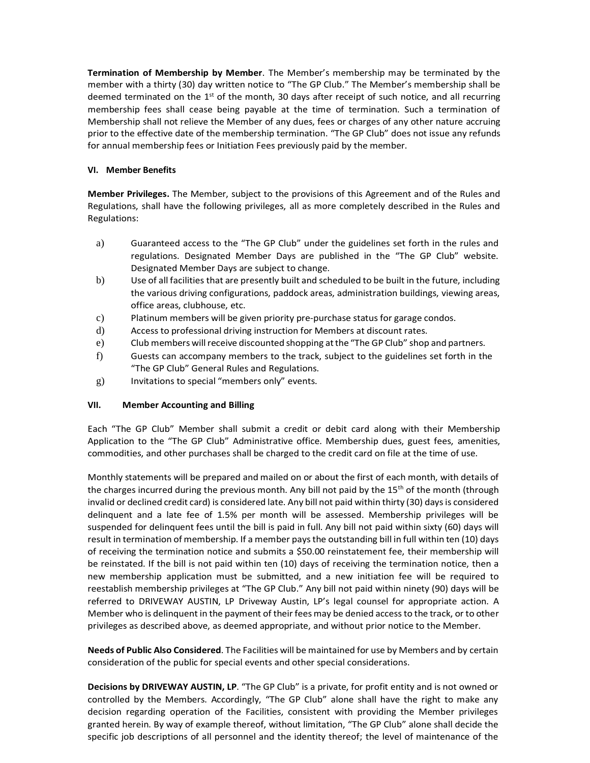**Termination of Membership by Member**. The Member's membership may be terminated by the member with a thirty (30) day written notice to "The GP Club." The Member's membership shall be deemed terminated on the 1st of the month, 30 days after receipt of such notice, and all recurring membership fees shall cease being payable at the time of termination. Such a termination of Membership shall not relieve the Member of any dues, fees or charges of any other nature accruing prior to the effective date of the membership termination. "The GP Club" does not issue any refunds for annual membership fees or Initiation Fees previously paid by the member.

### VI. Member Benefits

**Member Privileges.** The Member, subject to the provisions of this Agreement and of the Rules and Regulations, shall have the following privileges, all as more completely described in the Rules and Regulations:

a) Guaranteed access to the "The GP Club" under the guidelines set forth in the rules and regulations. Designated Member Days are published in the "The GP Club" website. Designated Member Days are subject to change.
b) Use of all facilities that are presently built and scheduled to be built in the future, including the various driving configurations, paddock areas, administration buildings, viewing areas, office areas, clubhouse, etc.
c) Platinum members will be given priority pre-purchase status for garage condos.
d) Access to professional driving instruction for Members at discount rates.
e) Club members will receive discounted shopping at the "The GP Club" shop and partners.
f) Guests can accompany members to the track, subject to the guidelines set forth in the "The GP Club" General Rules and Regulations.
g) Invitations to special "members only" events.

### VII. Member Accounting and Billing

Each "The GP Club" Member shall submit a credit or debit card along with their Membership Application to the "The GP Club" Administrative office. Membership dues, guest fees, amenities, commodities, and other purchases shall be charged to the credit card on file at the time of use.

Monthly statements will be prepared and mailed on or about the first of each month, with details of the charges incurred during the previous month. Any bill not paid by the 15th of the month (through invalid or declined credit card) is considered late. Any bill not paid within thirty (30) days is considered delinquent and a late fee of 1.5% per month will be assessed. Membership privileges will be suspended for delinquent fees until the bill is paid in full. Any bill not paid within sixty (60) days will result in termination of membership. If a member pays the outstanding bill in full within ten (10) days of receiving the termination notice and submits a $50.00 reinstatement fee, their membership will be reinstated. If the bill is not paid within ten (10) days of receiving the termination notice, then a new membership application must be submitted, and a new initiation fee will be required to reestablish membership privileges at "The GP Club." Any bill not paid within ninety (90) days will be referred to DRIVEWAY AUSTIN, LP Driveway Austin, LP's legal counsel for appropriate action. A Member who is delinquent in the payment of their fees may be denied access to the track, or to other privileges as described above, as deemed appropriate, and without prior notice to the Member.

**Needs of Public Also Considered**. The Facilities will be maintained for use by Members and by certain consideration of the public for special events and other special considerations.

**Decisions by DRIVEWAY AUSTIN, LP**. "The GP Club" is a private, for profit entity and is not owned or controlled by the Members. Accordingly, "The GP Club" alone shall have the right to make any decision regarding operation of the Facilities, consistent with providing the Member privileges granted herein. By way of example thereof, without limitation, "The GP Club" alone shall decide the specific job descriptions of all personnel and the identity thereof; the level of maintenance of the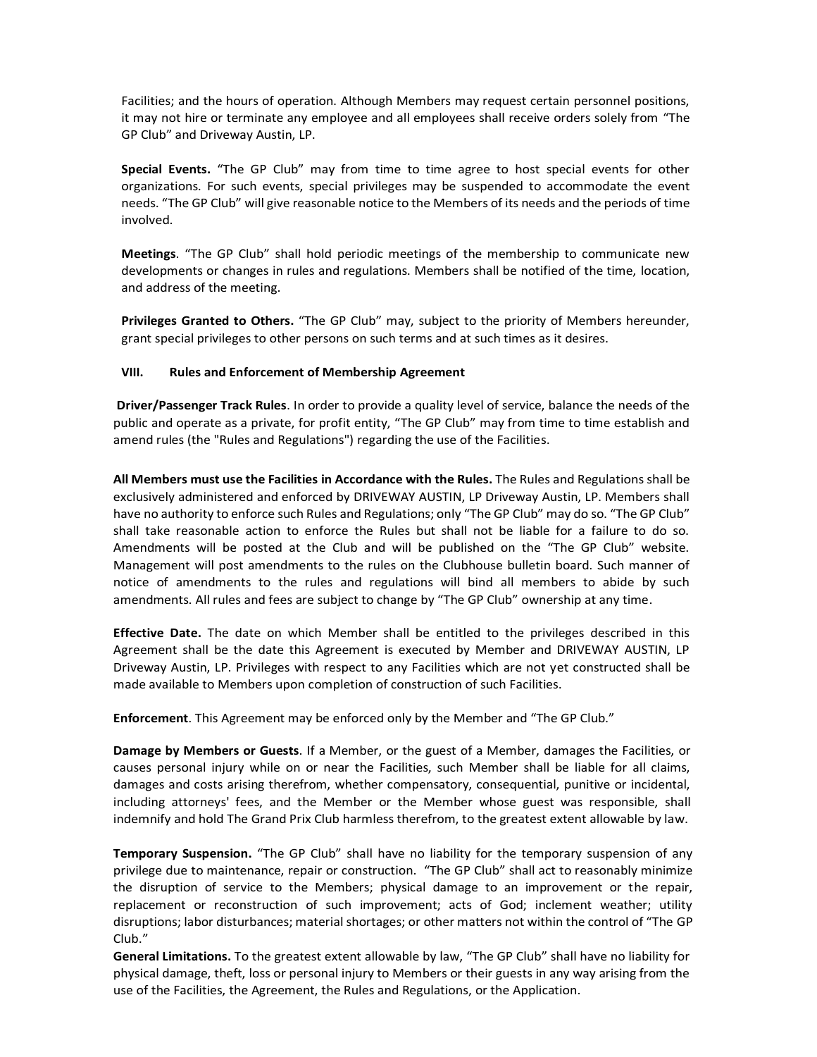Facilities; and the hours of operation. Although Members may request certain personnel positions, it may not hire or terminate any employee and all employees shall receive orders solely from "The GP Club" and Driveway Austin, LP.

**Special Events.** "The GP Club" may from time to time agree to host special events for other organizations. For such events, special privileges may be suspended to accommodate the event needs. "The GP Club" will give reasonable notice to the Members of its needs and the periods of time involved.

**Meetings**. "The GP Club" shall hold periodic meetings of the membership to communicate new developments or changes in rules and regulations. Members shall be notified of the time, location, and address of the meeting.

**Privileges Granted to Others.** "The GP Club" may, subject to the priority of Members hereunder, grant special privileges to other persons on such terms and at such times as it desires.

## VIII. Rules and Enforcement of Membership Agreement

**Driver/Passenger Track Rules**. In order to provide a quality level of service, balance the needs of the public and operate as a private, for profit entity, "The GP Club" may from time to time establish and amend rules (the "Rules and Regulations") regarding the use of the Facilities.

**All Members must use the Facilities in Accordance with the Rules.** The Rules and Regulations shall be exclusively administered and enforced by DRIVEWAY AUSTIN, LP Driveway Austin, LP. Members shall have no authority to enforce such Rules and Regulations; only "The GP Club" may do so. "The GP Club" shall take reasonable action to enforce the Rules but shall not be liable for a failure to do so. Amendments will be posted at the Club and will be published on the "The GP Club" website. Management will post amendments to the rules on the Clubhouse bulletin board. Such manner of notice of amendments to the rules and regulations will bind all members to abide by such amendments. All rules and fees are subject to change by "The GP Club" ownership at any time.

**Effective Date.** The date on which Member shall be entitled to the privileges described in this Agreement shall be the date this Agreement is executed by Member and DRIVEWAY AUSTIN, LP Driveway Austin, LP. Privileges with respect to any Facilities which are not yet constructed shall be made available to Members upon completion of construction of such Facilities.

**Enforcement**. This Agreement may be enforced only by the Member and "The GP Club."

**Damage by Members or Guests**. If a Member, or the guest of a Member, damages the Facilities, or causes personal injury while on or near the Facilities, such Member shall be liable for all claims, damages and costs arising therefrom, whether compensatory, consequential, punitive or incidental, including attorneys' fees, and the Member or the Member whose guest was responsible, shall indemnify and hold The Grand Prix Club harmless therefrom, to the greatest extent allowable by law.

**Temporary Suspension.** "The GP Club" shall have no liability for the temporary suspension of any privilege due to maintenance, repair or construction. "The GP Club" shall act to reasonably minimize the disruption of service to the Members; physical damage to an improvement or the repair, replacement or reconstruction of such improvement; acts of God; inclement weather; utility disruptions; labor disturbances; material shortages; or other matters not within the control of "The GP Club."

**General Limitations.** To the greatest extent allowable by law, "The GP Club" shall have no liability for physical damage, theft, loss or personal injury to Members or their guests in any way arising from the use of the Facilities, the Agreement, the Rules and Regulations, or the Application.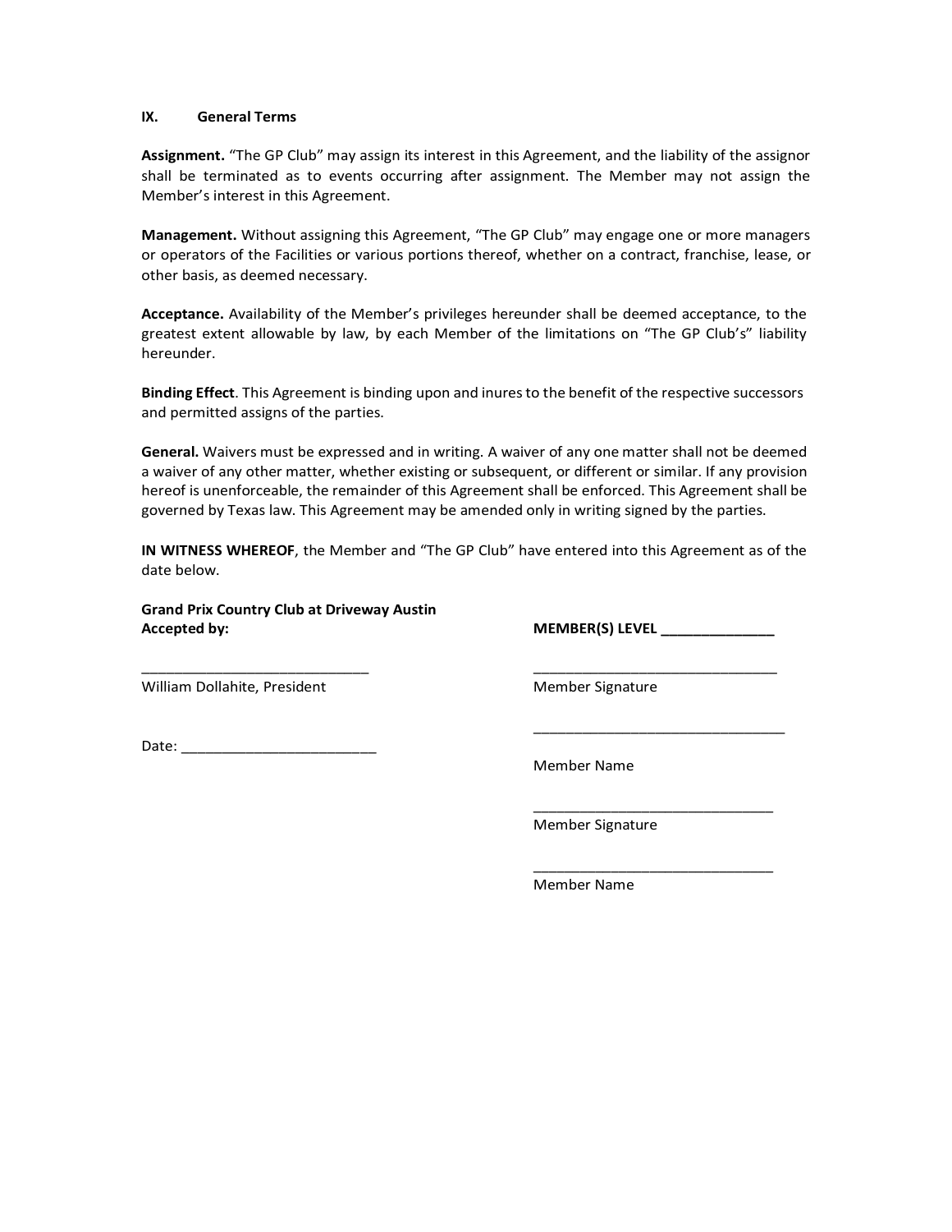## IX. General Terms

**Assignment.** "The GP Club" may assign its interest in this Agreement, and the liability of the assignor shall be terminated as to events occurring after assignment. The Member may not assign the Member's interest in this Agreement.

**Management.** Without assigning this Agreement, "The GP Club" may engage one or more managers or operators of the Facilities or various portions thereof, whether on a contract, franchise, lease, or other basis, as deemed necessary.

**Acceptance.** Availability of the Member's privileges hereunder shall be deemed acceptance, to the greatest extent allowable by law, by each Member of the limitations on "The GP Club's" liability hereunder.

**Binding Effect**. This Agreement is binding upon and inures to the benefit of the respective successors and permitted assigns of the parties.

**General.** Waivers must be expressed and in writing. A waiver of any one matter shall not be deemed a waiver of any other matter, whether existing or subsequent, or different or similar. If any provision hereof is unenforceable, the remainder of this Agreement shall be enforced. This Agreement shall be governed by Texas law. This Agreement may be amended only in writing signed by the parties.

**IN WITNESS WHEREOF**, the Member and "The GP Club" have entered into this Agreement as of the date below.

**Grand Prix Country Club at Driveway Austin**
**Accepted by:**

_____________________________
William Dollahite, President

Date: _________________________

**MEMBER(S) LEVEL ______________**

_______________________________
Member Signature

_________________________________
Member Name

______________________________
Member Signature

______________________________
Member Name